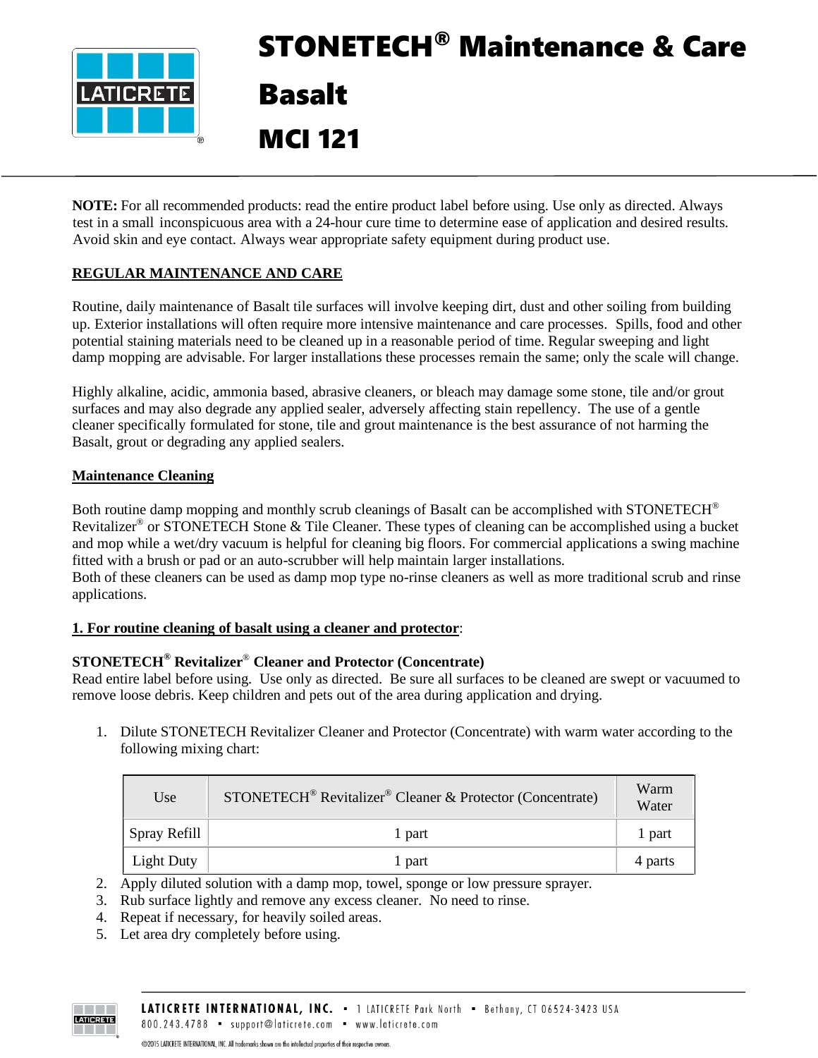# STONETECH® Maintenance & Care

# Basalt

# MCI 121

**NOTE:** For all recommended products: read the entire product label before using. Use only as directed. Always test in a small inconspicuous area with a 24-hour cure time to determine ease of application and desired results. Avoid skin and eye contact. Always wear appropriate safety equipment during product use.

## REGULAR MAINTENANCE AND CARE

Routine, daily maintenance of Basalt tile surfaces will involve keeping dirt, dust and other soiling from building up. Exterior installations will often require more intensive maintenance and care processes. Spills, food and other potential staining materials need to be cleaned up in a reasonable period of time. Regular sweeping and light damp mopping are advisable. For larger installations these processes remain the same; only the scale will change.

Highly alkaline, acidic, ammonia based, abrasive cleaners, or bleach may damage some stone, tile and/or grout surfaces and may also degrade any applied sealer, adversely affecting stain repellency. The use of a gentle cleaner specifically formulated for stone, tile and grout maintenance is the best assurance of not harming the Basalt, grout or degrading any applied sealers.

### Maintenance Cleaning

Both routine damp mopping and monthly scrub cleanings of Basalt can be accomplished with STONETECH® Revitalizer® or STONETECH Stone & Tile Cleaner. These types of cleaning can be accomplished using a bucket and mop while a wet/dry vacuum is helpful for cleaning big floors. For commercial applications a swing machine fitted with a brush or pad or an auto-scrubber will help maintain larger installations.
Both of these cleaners can be used as damp mop type no-rinse cleaners as well as more traditional scrub and rinse applications.

### 1. For routine cleaning of basalt using a cleaner and protector:

**STONETECH® Revitalizer® Cleaner and Protector (Concentrate)**
Read entire label before using. Use only as directed. Be sure all surfaces to be cleaned are swept or vacuumed to remove loose debris. Keep children and pets out of the area during application and drying.

1. Dilute STONETECH Revitalizer Cleaner and Protector (Concentrate) with warm water according to the following mixing chart:

| Use | STONETECH® Revitalizer® Cleaner & Protector (Concentrate) | Warm Water |
|---|---|---|
| Spray Refill | 1 part | 1 part |
| Light Duty | 1 part | 4 parts |

2. Apply diluted solution with a damp mop, towel, sponge or low pressure sprayer.
3. Rub surface lightly and remove any excess cleaner. No need to rinse.
4. Repeat if necessary, for heavily soiled areas.
5. Let area dry completely before using.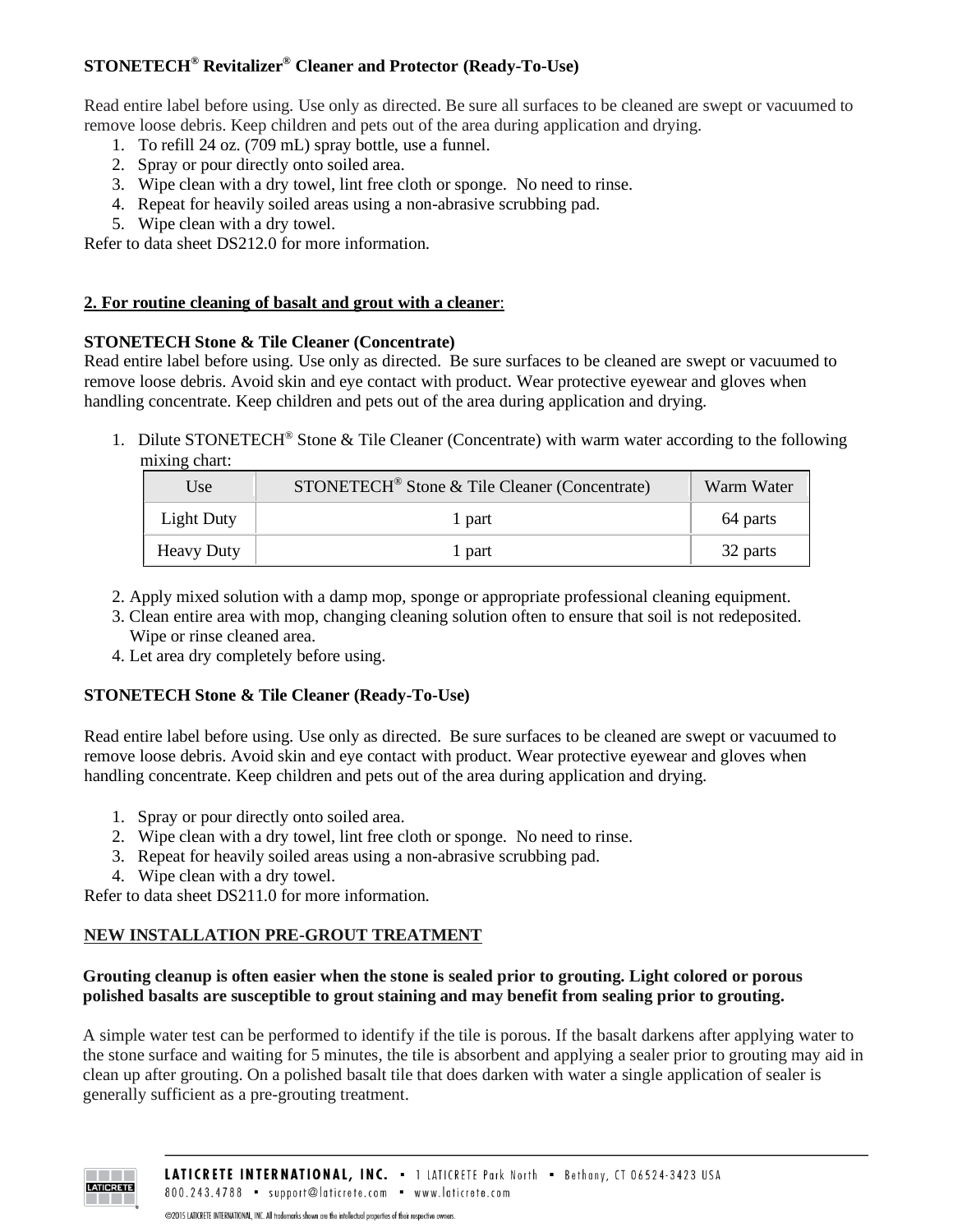**STONETECH® Revitalizer® Cleaner and Protector (Ready-To-Use)**

Read entire label before using. Use only as directed. Be sure all surfaces to be cleaned are swept or vacuumed to remove loose debris. Keep children and pets out of the area during application and drying.

1. To refill 24 oz. (709 mL) spray bottle, use a funnel.
2. Spray or pour directly onto soiled area.
3. Wipe clean with a dry towel, lint free cloth or sponge. No need to rinse.
4. Repeat for heavily soiled areas using a non-abrasive scrubbing pad.
5. Wipe clean with a dry towel.

Refer to data sheet DS212.0 for more information.

**2. For routine cleaning of basalt and grout with a cleaner**:

**STONETECH Stone & Tile Cleaner (Concentrate)**

Read entire label before using. Use only as directed. Be sure surfaces to be cleaned are swept or vacuumed to remove loose debris. Avoid skin and eye contact with product. Wear protective eyewear and gloves when handling concentrate. Keep children and pets out of the area during application and drying.

1. Dilute STONETECH® Stone & Tile Cleaner (Concentrate) with warm water according to the following mixing chart:

| Use | STONETECH® Stone & Tile Cleaner (Concentrate) | Warm Water |
|---|---|---|
| Light Duty | 1 part | 64 parts |
| Heavy Duty | 1 part | 32 parts |

2. Apply mixed solution with a damp mop, sponge or appropriate professional cleaning equipment.
3. Clean entire area with mop, changing cleaning solution often to ensure that soil is not redeposited. Wipe or rinse cleaned area.
4. Let area dry completely before using.

**STONETECH Stone & Tile Cleaner (Ready-To-Use)**

Read entire label before using. Use only as directed. Be sure surfaces to be cleaned are swept or vacuumed to remove loose debris. Avoid skin and eye contact with product. Wear protective eyewear and gloves when handling concentrate. Keep children and pets out of the area during application and drying.

1. Spray or pour directly onto soiled area.
2. Wipe clean with a dry towel, lint free cloth or sponge. No need to rinse.
3. Repeat for heavily soiled areas using a non-abrasive scrubbing pad.
4. Wipe clean with a dry towel.

Refer to data sheet DS211.0 for more information.

**NEW INSTALLATION PRE-GROUT TREATMENT**

**Grouting cleanup is often easier when the stone is sealed prior to grouting. Light colored or porous polished basalts are susceptible to grout staining and may benefit from sealing prior to grouting.**

A simple water test can be performed to identify if the tile is porous. If the basalt darkens after applying water to the stone surface and waiting for 5 minutes, the tile is absorbent and applying a sealer prior to grouting may aid in clean up after grouting. On a polished basalt tile that does darken with water a single application of sealer is generally sufficient as a pre-grouting treatment.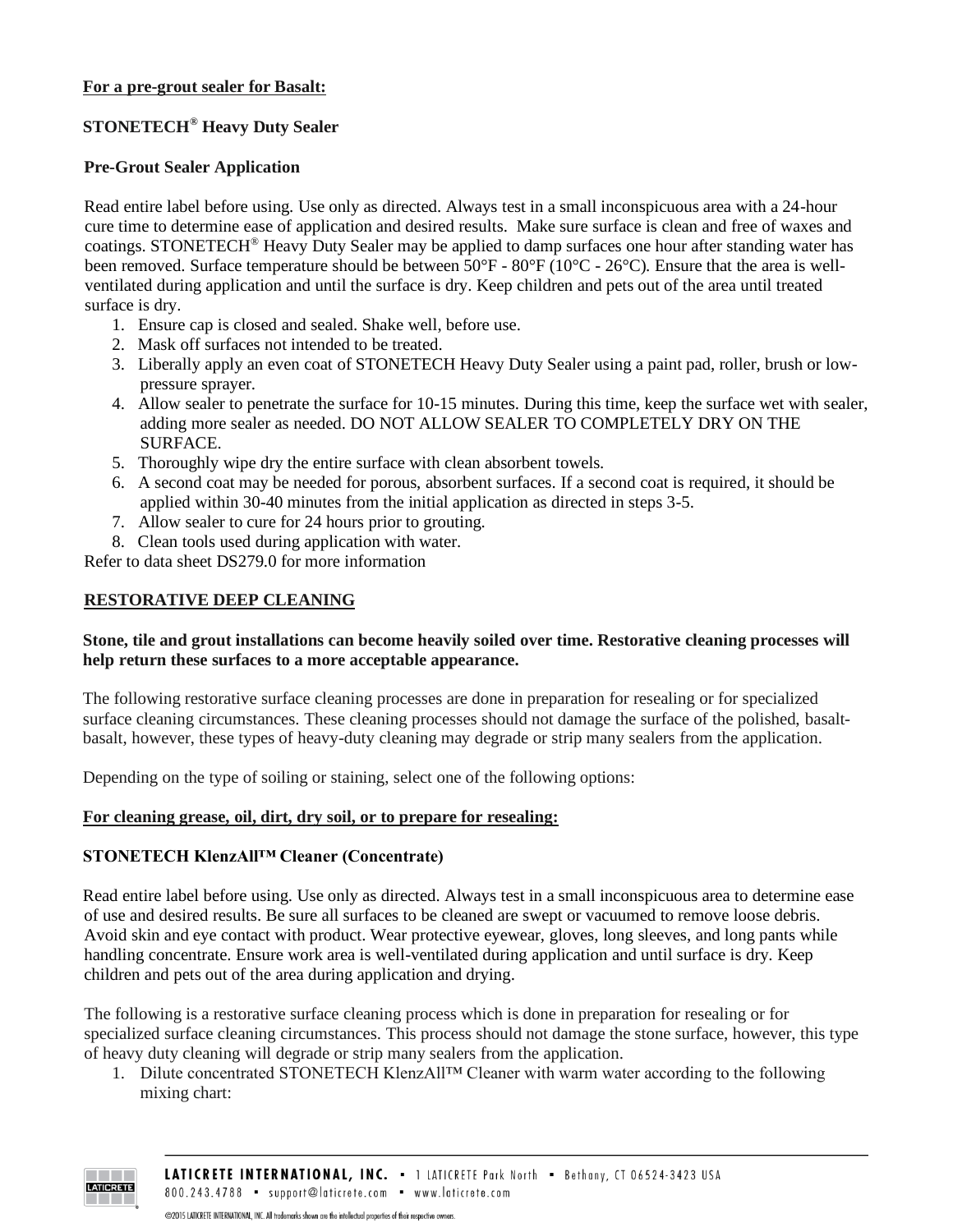**For a pre-grout sealer for Basalt:**

**STONETECH® Heavy Duty Sealer**

**Pre-Grout Sealer Application**

Read entire label before using. Use only as directed. Always test in a small inconspicuous area with a 24-hour cure time to determine ease of application and desired results. Make sure surface is clean and free of waxes and coatings. STONETECH® Heavy Duty Sealer may be applied to damp surfaces one hour after standing water has been removed. Surface temperature should be between 50°F - 80°F (10°C - 26°C). Ensure that the area is well-ventilated during application and until the surface is dry. Keep children and pets out of the area until treated surface is dry.

1. Ensure cap is closed and sealed. Shake well, before use.
2. Mask off surfaces not intended to be treated.
3. Liberally apply an even coat of STONETECH Heavy Duty Sealer using a paint pad, roller, brush or low-pressure sprayer.
4. Allow sealer to penetrate the surface for 10-15 minutes. During this time, keep the surface wet with sealer, adding more sealer as needed. DO NOT ALLOW SEALER TO COMPLETELY DRY ON THE SURFACE.
5. Thoroughly wipe dry the entire surface with clean absorbent towels.
6. A second coat may be needed for porous, absorbent surfaces. If a second coat is required, it should be applied within 30-40 minutes from the initial application as directed in steps 3-5.
7. Allow sealer to cure for 24 hours prior to grouting.
8. Clean tools used during application with water.

Refer to data sheet DS279.0 for more information

## RESTORATIVE DEEP CLEANING

**Stone, tile and grout installations can become heavily soiled over time. Restorative cleaning processes will help return these surfaces to a more acceptable appearance.**

The following restorative surface cleaning processes are done in preparation for resealing or for specialized surface cleaning circumstances. These cleaning processes should not damage the surface of the polished, basalt-basalt, however, these types of heavy-duty cleaning may degrade or strip many sealers from the application.

Depending on the type of soiling or staining, select one of the following options:

**For cleaning grease, oil, dirt, dry soil, or to prepare for resealing:**

**STONETECH KlenzAll™ Cleaner (Concentrate)**

Read entire label before using. Use only as directed. Always test in a small inconspicuous area to determine ease of use and desired results. Be sure all surfaces to be cleaned are swept or vacuumed to remove loose debris. Avoid skin and eye contact with product. Wear protective eyewear, gloves, long sleeves, and long pants while handling concentrate. Ensure work area is well-ventilated during application and until surface is dry. Keep children and pets out of the area during application and drying.

The following is a restorative surface cleaning process which is done in preparation for resealing or for specialized surface cleaning circumstances. This process should not damage the stone surface, however, this type of heavy duty cleaning will degrade or strip many sealers from the application.

1. Dilute concentrated STONETECH KlenzAll™ Cleaner with warm water according to the following mixing chart: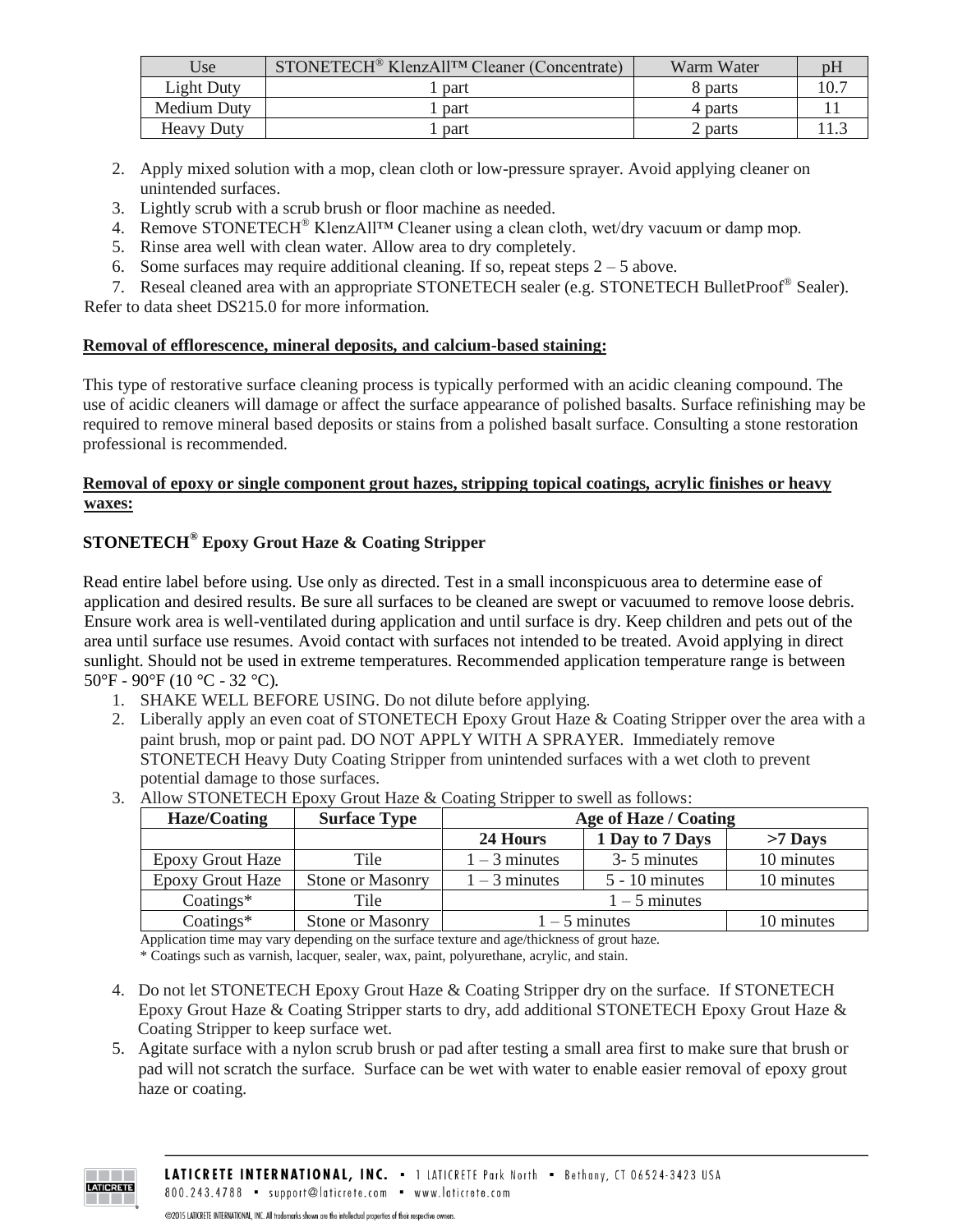| Use | STONETECH® KlenzAll™ Cleaner (Concentrate) | Warm Water | pH |
|---|---|---|---|
| Light Duty | 1 part | 8 parts | 10.7 |
| Medium Duty | 1 part | 4 parts | 11 |
| Heavy Duty | 1 part | 2 parts | 11.3 |

2. Apply mixed solution with a mop, clean cloth or low-pressure sprayer. Avoid applying cleaner on unintended surfaces.
3. Lightly scrub with a scrub brush or floor machine as needed.
4. Remove STONETECH® KlenzAll™ Cleaner using a clean cloth, wet/dry vacuum or damp mop.
5. Rinse area well with clean water. Allow area to dry completely.
6. Some surfaces may require additional cleaning. If so, repeat steps 2 – 5 above.
7. Reseal cleaned area with an appropriate STONETECH sealer (e.g. STONETECH BulletProof® Sealer).

Refer to data sheet DS215.0 for more information.

**Removal of efflorescence, mineral deposits, and calcium-based staining:**

This type of restorative surface cleaning process is typically performed with an acidic cleaning compound. The use of acidic cleaners will damage or affect the surface appearance of polished basalts. Surface refinishing may be required to remove mineral based deposits or stains from a polished basalt surface. Consulting a stone restoration professional is recommended.

**Removal of epoxy or single component grout hazes, stripping topical coatings, acrylic finishes or heavy waxes:**

**STONETECH® Epoxy Grout Haze & Coating Stripper**

Read entire label before using. Use only as directed. Test in a small inconspicuous area to determine ease of application and desired results. Be sure all surfaces to be cleaned are swept or vacuumed to remove loose debris. Ensure work area is well-ventilated during application and until surface is dry. Keep children and pets out of the area until surface use resumes. Avoid contact with surfaces not intended to be treated. Avoid applying in direct sunlight. Should not be used in extreme temperatures. Recommended application temperature range is between 50°F - 90°F (10 °C - 32 °C).

1. SHAKE WELL BEFORE USING. Do not dilute before applying.
2. Liberally apply an even coat of STONETECH Epoxy Grout Haze & Coating Stripper over the area with a paint brush, mop or paint pad. DO NOT APPLY WITH A SPRAYER. Immediately remove STONETECH Heavy Duty Coating Stripper from unintended surfaces with a wet cloth to prevent potential damage to those surfaces.
3. Allow STONETECH Epoxy Grout Haze & Coating Stripper to swell as follows:

| Haze/Coating | Surface Type | Age of Haze / Coating | | |
|---|---|---|---|---|
| | | 24 Hours | 1 Day to 7 Days | >7 Days |
| Epoxy Grout Haze | Tile | 1 – 3 minutes | 3- 5 minutes | 10 minutes |
| Epoxy Grout Haze | Stone or Masonry | 1 – 3 minutes | 5 - 10 minutes | 10 minutes |
| Coatings* | Tile | 1 – 5 minutes | | |
| Coatings* | Stone or Masonry | 1 – 5 minutes | | 10 minutes |

Application time may vary depending on the surface texture and age/thickness of grout haze.
* Coatings such as varnish, lacquer, sealer, wax, paint, polyurethane, acrylic, and stain.

4. Do not let STONETECH Epoxy Grout Haze & Coating Stripper dry on the surface. If STONETECH Epoxy Grout Haze & Coating Stripper starts to dry, add additional STONETECH Epoxy Grout Haze & Coating Stripper to keep surface wet.
5. Agitate surface with a nylon scrub brush or pad after testing a small area first to make sure that brush or pad will not scratch the surface. Surface can be wet with water to enable easier removal of epoxy grout haze or coating.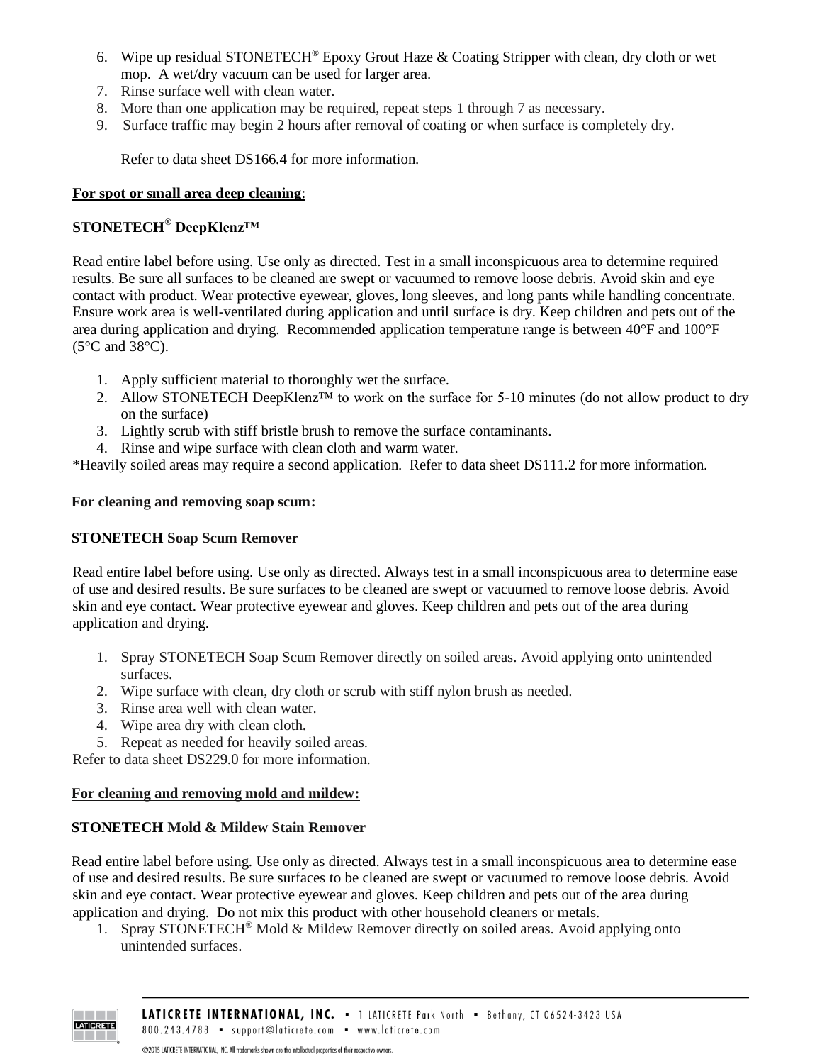6. Wipe up residual STONETECH® Epoxy Grout Haze & Coating Stripper with clean, dry cloth or wet mop. A wet/dry vacuum can be used for larger area.
7. Rinse surface well with clean water.
8. More than one application may be required, repeat steps 1 through 7 as necessary.
9. Surface traffic may begin 2 hours after removal of coating or when surface is completely dry.

   Refer to data sheet DS166.4 for more information.

**For spot or small area deep cleaning**:

**STONETECH® DeepKlenz™**

Read entire label before using. Use only as directed. Test in a small inconspicuous area to determine required results. Be sure all surfaces to be cleaned are swept or vacuumed to remove loose debris. Avoid skin and eye contact with product. Wear protective eyewear, gloves, long sleeves, and long pants while handling concentrate. Ensure work area is well-ventilated during application and until surface is dry. Keep children and pets out of the area during application and drying. Recommended application temperature range is between 40°F and 100°F (5°C and 38°C).

1. Apply sufficient material to thoroughly wet the surface.
2. Allow STONETECH DeepKlenz™ to work on the surface for 5-10 minutes (do not allow product to dry on the surface)
3. Lightly scrub with stiff bristle brush to remove the surface contaminants.
4. Rinse and wipe surface with clean cloth and warm water.

*Heavily soiled areas may require a second application. Refer to data sheet DS111.2 for more information.

**For cleaning and removing soap scum:**

**STONETECH Soap Scum Remover**

Read entire label before using. Use only as directed. Always test in a small inconspicuous area to determine ease of use and desired results. Be sure surfaces to be cleaned are swept or vacuumed to remove loose debris. Avoid skin and eye contact. Wear protective eyewear and gloves. Keep children and pets out of the area during application and drying.

1. Spray STONETECH Soap Scum Remover directly on soiled areas. Avoid applying onto unintended surfaces.
2. Wipe surface with clean, dry cloth or scrub with stiff nylon brush as needed.
3. Rinse area well with clean water.
4. Wipe area dry with clean cloth.
5. Repeat as needed for heavily soiled areas.

Refer to data sheet DS229.0 for more information.

**For cleaning and removing mold and mildew:**

**STONETECH Mold & Mildew Stain Remover**

Read entire label before using. Use only as directed. Always test in a small inconspicuous area to determine ease of use and desired results. Be sure surfaces to be cleaned are swept or vacuumed to remove loose debris. Avoid skin and eye contact. Wear protective eyewear and gloves. Keep children and pets out of the area during application and drying. Do not mix this product with other household cleaners or metals.

1. Spray STONETECH® Mold & Mildew Remover directly on soiled areas. Avoid applying onto unintended surfaces.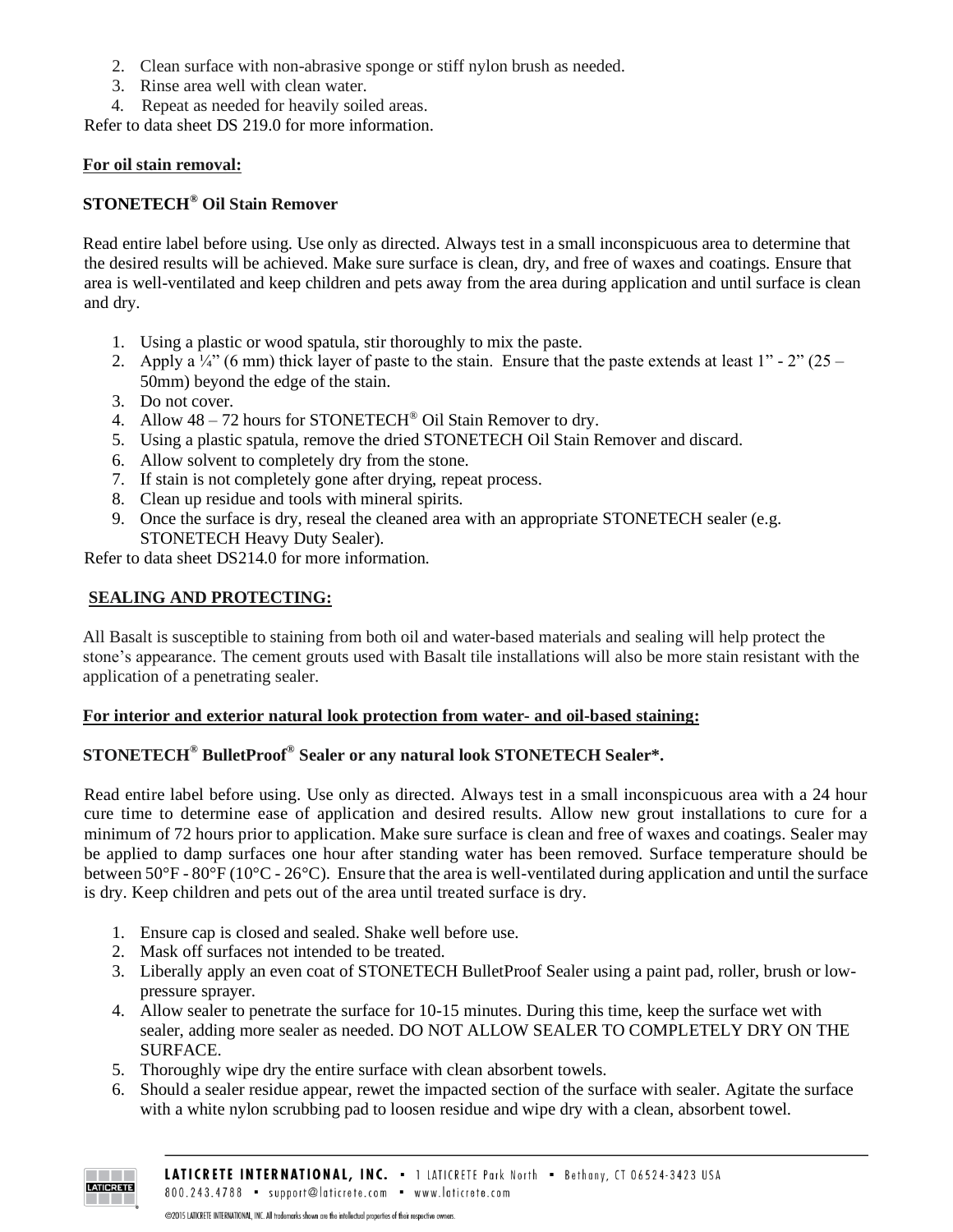2. Clean surface with non-abrasive sponge or stiff nylon brush as needed.
3. Rinse area well with clean water.
4. Repeat as needed for heavily soiled areas.

Refer to data sheet DS 219.0 for more information.

**For oil stain removal:**

**STONETECH® Oil Stain Remover**

Read entire label before using. Use only as directed. Always test in a small inconspicuous area to determine that the desired results will be achieved. Make sure surface is clean, dry, and free of waxes and coatings. Ensure that area is well-ventilated and keep children and pets away from the area during application and until surface is clean and dry.

1. Using a plastic or wood spatula, stir thoroughly to mix the paste.
2. Apply a ¼" (6 mm) thick layer of paste to the stain. Ensure that the paste extends at least 1" - 2" (25 – 50mm) beyond the edge of the stain.
3. Do not cover.
4. Allow 48 – 72 hours for STONETECH® Oil Stain Remover to dry.
5. Using a plastic spatula, remove the dried STONETECH Oil Stain Remover and discard.
6. Allow solvent to completely dry from the stone.
7. If stain is not completely gone after drying, repeat process.
8. Clean up residue and tools with mineral spirits.
9. Once the surface is dry, reseal the cleaned area with an appropriate STONETECH sealer (e.g. STONETECH Heavy Duty Sealer).

Refer to data sheet DS214.0 for more information.

**SEALING AND PROTECTING:**

All Basalt is susceptible to staining from both oil and water-based materials and sealing will help protect the stone's appearance. The cement grouts used with Basalt tile installations will also be more stain resistant with the application of a penetrating sealer.

**For interior and exterior natural look protection from water- and oil-based staining:**

**STONETECH® BulletProof® Sealer or any natural look STONETECH Sealer*.**

Read entire label before using. Use only as directed. Always test in a small inconspicuous area with a 24 hour cure time to determine ease of application and desired results. Allow new grout installations to cure for a minimum of 72 hours prior to application. Make sure surface is clean and free of waxes and coatings. Sealer may be applied to damp surfaces one hour after standing water has been removed. Surface temperature should be between 50°F - 80°F (10°C - 26°C). Ensure that the area is well-ventilated during application and until the surface is dry. Keep children and pets out of the area until treated surface is dry.

1. Ensure cap is closed and sealed. Shake well before use.
2. Mask off surfaces not intended to be treated.
3. Liberally apply an even coat of STONETECH BulletProof Sealer using a paint pad, roller, brush or low-pressure sprayer.
4. Allow sealer to penetrate the surface for 10-15 minutes. During this time, keep the surface wet with sealer, adding more sealer as needed. DO NOT ALLOW SEALER TO COMPLETELY DRY ON THE SURFACE.
5. Thoroughly wipe dry the entire surface with clean absorbent towels.
6. Should a sealer residue appear, rewet the impacted section of the surface with sealer. Agitate the surface with a white nylon scrubbing pad to loosen residue and wipe dry with a clean, absorbent towel.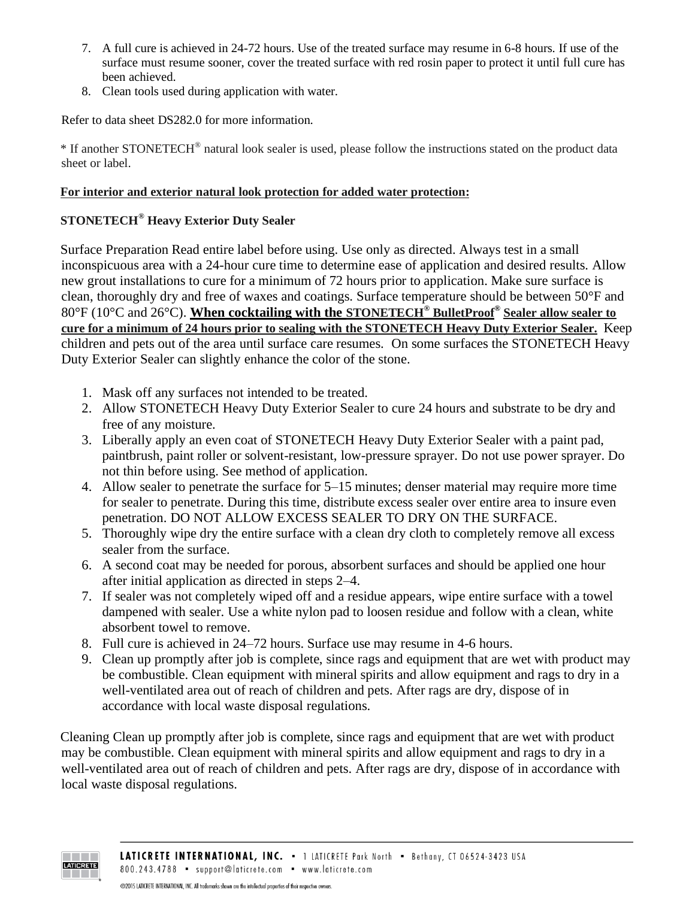7. A full cure is achieved in 24-72 hours. Use of the treated surface may resume in 6-8 hours. If use of the surface must resume sooner, cover the treated surface with red rosin paper to protect it until full cure has been achieved.
8. Clean tools used during application with water.

Refer to data sheet DS282.0 for more information.

* If another STONETECH® natural look sealer is used, please follow the instructions stated on the product data sheet or label.

**For interior and exterior natural look protection for added water protection:**

**STONETECH® Heavy Exterior Duty Sealer**

Surface Preparation Read entire label before using. Use only as directed. Always test in a small inconspicuous area with a 24-hour cure time to determine ease of application and desired results. Allow new grout installations to cure for a minimum of 72 hours prior to application. Make sure surface is clean, thoroughly dry and free of waxes and coatings. Surface temperature should be between 50°F and 80°F (10°C and 26°C). **When cocktailing with the STONETECH® BulletProof® Sealer allow sealer to cure for a minimum of 24 hours prior to sealing with the STONETECH Heavy Duty Exterior Sealer.** Keep children and pets out of the area until surface care resumes. On some surfaces the STONETECH Heavy Duty Exterior Sealer can slightly enhance the color of the stone.

1. Mask off any surfaces not intended to be treated.
2. Allow STONETECH Heavy Duty Exterior Sealer to cure 24 hours and substrate to be dry and free of any moisture.
3. Liberally apply an even coat of STONETECH Heavy Duty Exterior Sealer with a paint pad, paintbrush, paint roller or solvent-resistant, low-pressure sprayer. Do not use power sprayer. Do not thin before using. See method of application.
4. Allow sealer to penetrate the surface for 5–15 minutes; denser material may require more time for sealer to penetrate. During this time, distribute excess sealer over entire area to insure even penetration. DO NOT ALLOW EXCESS SEALER TO DRY ON THE SURFACE.
5. Thoroughly wipe dry the entire surface with a clean dry cloth to completely remove all excess sealer from the surface.
6. A second coat may be needed for porous, absorbent surfaces and should be applied one hour after initial application as directed in steps 2–4.
7. If sealer was not completely wiped off and a residue appears, wipe entire surface with a towel dampened with sealer. Use a white nylon pad to loosen residue and follow with a clean, white absorbent towel to remove.
8. Full cure is achieved in 24–72 hours. Surface use may resume in 4-6 hours.
9. Clean up promptly after job is complete, since rags and equipment that are wet with product may be combustible. Clean equipment with mineral spirits and allow equipment and rags to dry in a well-ventilated area out of reach of children and pets. After rags are dry, dispose of in accordance with local waste disposal regulations.

Cleaning Clean up promptly after job is complete, since rags and equipment that are wet with product may be combustible. Clean equipment with mineral spirits and allow equipment and rags to dry in a well-ventilated area out of reach of children and pets. After rags are dry, dispose of in accordance with local waste disposal regulations.

**LATICRETE INTERNATIONAL, INC.** ▪ 1 LATICRETE Park North ▪ Bethany, CT 06524-3423 USA
800.243.4788 ▪ support@laticrete.com ▪ www.laticrete.com

©2015 LATICRETE INTERNATIONAL, INC. All trademarks shown are the intellectual properties of their respective owners.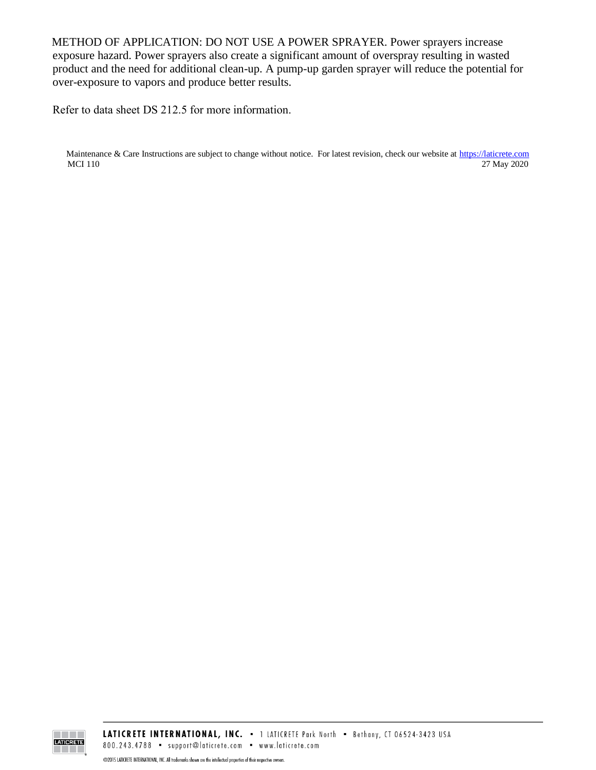METHOD OF APPLICATION: DO NOT USE A POWER SPRAYER. Power sprayers increase exposure hazard. Power sprayers also create a significant amount of overspray resulting in wasted product and the need for additional clean-up. A pump-up garden sprayer will reduce the potential for over-exposure to vapors and produce better results.

Refer to data sheet DS 212.5 for more information.

Maintenance & Care Instructions are subject to change without notice. For latest revision, check our website at https://laticrete.com

MCI 110 27 May 2020

**LATICRETE INTERNATIONAL, INC.** ▪ 1 LATICRETE Park North ▪ Bethany, CT 06524-3423 USA
800.243.4788 ▪ support@laticrete.com ▪ www.laticrete.com

©2015 LATICRETE INTERNATIONAL, INC. All trademarks shown are the intellectual properties of their respective owners.